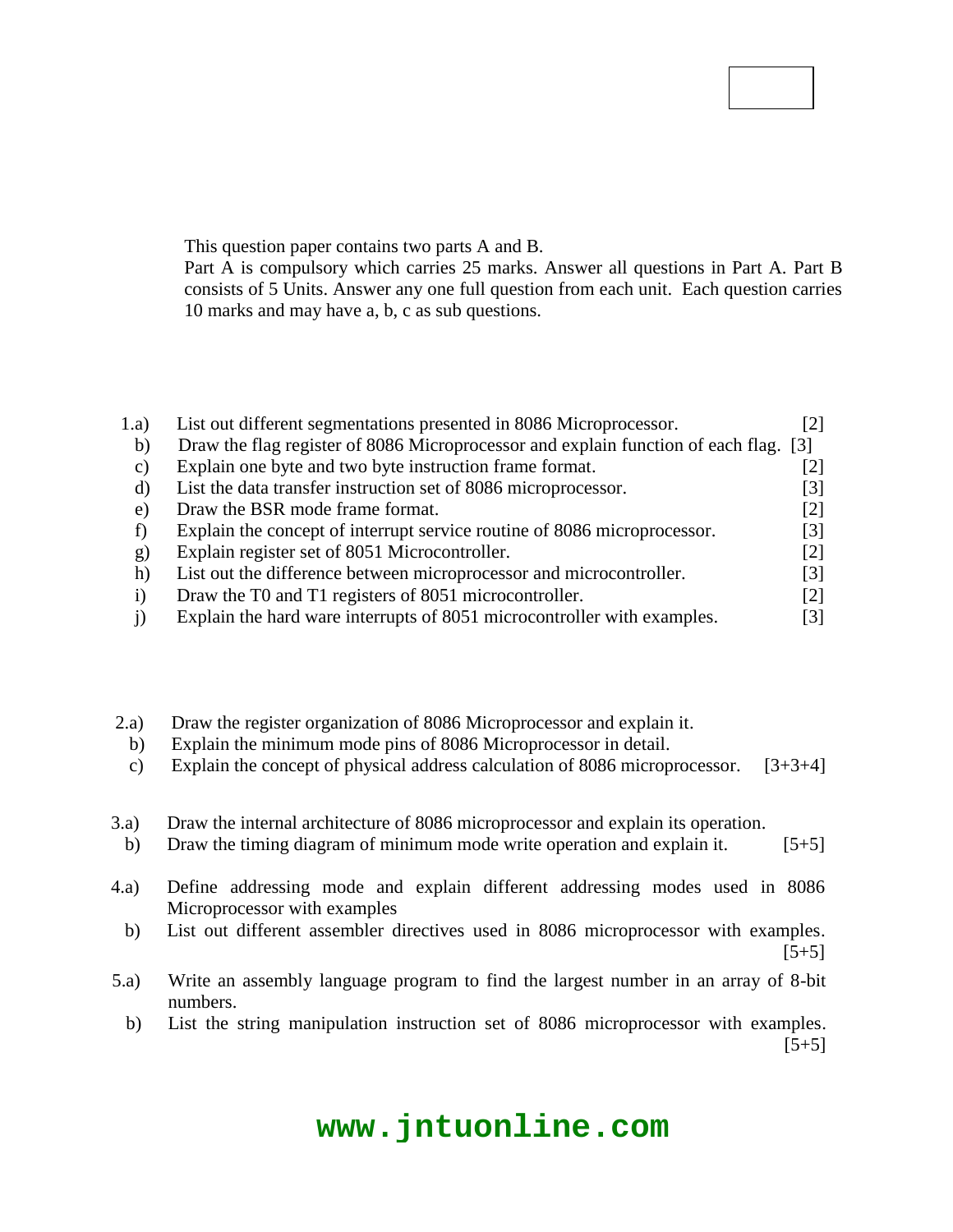This question paper contains two parts A and B.
Part A is compulsory which carries 25 marks. Answer all questions in Part A. Part B consists of 5 Units. Answer any one full question from each unit. Each question carries 10 marks and may have a, b, c as sub questions.

1.a) List out different segmentations presented in 8086 Microprocessor. [2]
b) Draw the flag register of 8086 Microprocessor and explain function of each flag. [3]
c) Explain one byte and two byte instruction frame format. [2]
d) List the data transfer instruction set of 8086 microprocessor. [3]
e) Draw the BSR mode frame format. [2]
f) Explain the concept of interrupt service routine of 8086 microprocessor. [3]
g) Explain register set of 8051 Microcontroller. [2]
h) List out the difference between microprocessor and microcontroller. [3]
i) Draw the T0 and T1 registers of 8051 microcontroller. [2]
j) Explain the hard ware interrupts of 8051 microcontroller with examples. [3]

2.a) Draw the register organization of 8086 Microprocessor and explain it.
b) Explain the minimum mode pins of 8086 Microprocessor in detail.
c) Explain the concept of physical address calculation of 8086 microprocessor. [3+3+4]

3.a) Draw the internal architecture of 8086 microprocessor and explain its operation.
b) Draw the timing diagram of minimum mode write operation and explain it. [5+5]

4.a) Define addressing mode and explain different addressing modes used in 8086 Microprocessor with examples
b) List out different assembler directives used in 8086 microprocessor with examples. [5+5]

5.a) Write an assembly language program to find the largest number in an array of 8-bit numbers.
b) List the string manipulation instruction set of 8086 microprocessor with examples. [5+5]

**www.jntuonline.com**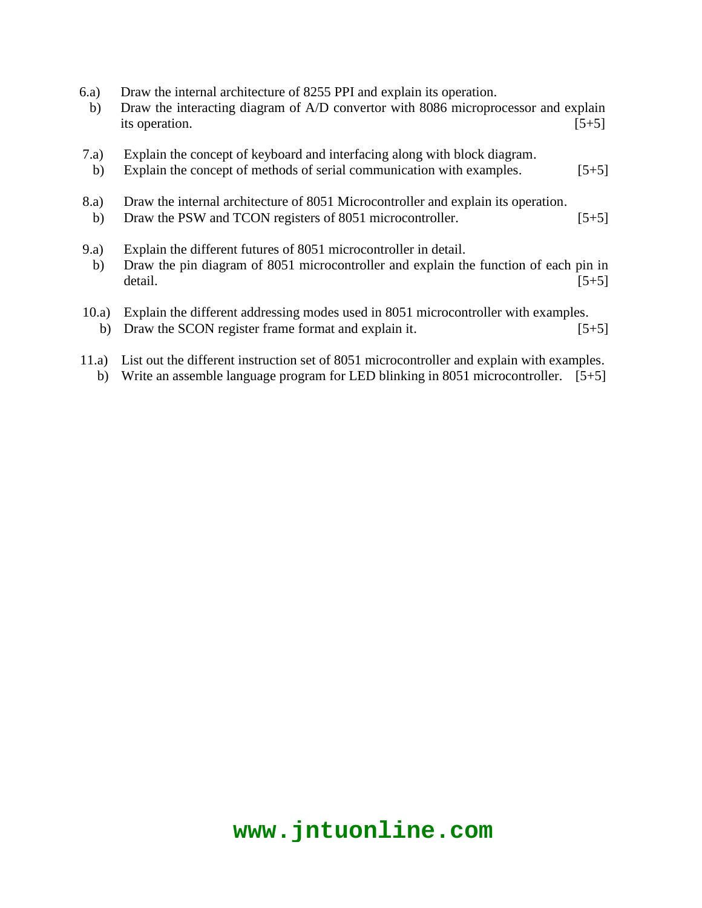6.a) Draw the internal architecture of 8255 PPI and explain its operation.

b) Draw the interacting diagram of A/D convertor with 8086 microprocessor and explain its operation. [5+5]

7.a) Explain the concept of keyboard and interfacing along with block diagram.

b) Explain the concept of methods of serial communication with examples. [5+5]

8.a) Draw the internal architecture of 8051 Microcontroller and explain its operation.

b) Draw the PSW and TCON registers of 8051 microcontroller. [5+5]

9.a) Explain the different futures of 8051 microcontroller in detail.

b) Draw the pin diagram of 8051 microcontroller and explain the function of each pin in detail. [5+5]

10.a) Explain the different addressing modes used in 8051 microcontroller with examples.

b) Draw the SCON register frame format and explain it. [5+5]

11.a) List out the different instruction set of 8051 microcontroller and explain with examples.

b) Write an assemble language program for LED blinking in 8051 microcontroller. [5+5]

www.jntuonline.com